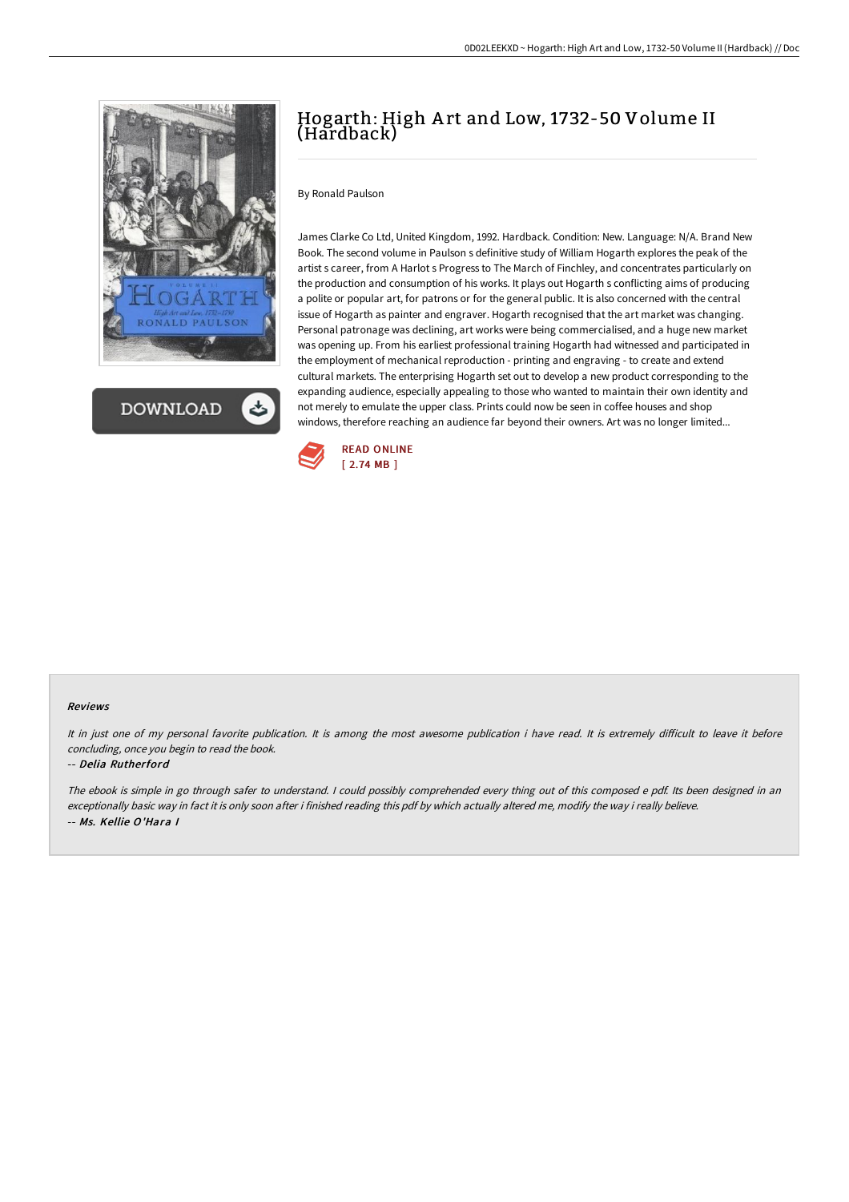# Hogarth: High Art and Low, 1732-50 Volume II (Hardback)

By Ronald Paulson

James Clarke Co Ltd, United Kingdom, 1992. Hardback. Condition: New. Language: N/A. Brand New Book. The second volume in Paulson s definitive study of William Hogarth explores the peak of the artist s career, from A Harlot s Progress to The March of Finchley, and concentrates particularly on the production and consumption of his works. It plays out Hogarth s conflicting aims of producing a polite or popular art, for patrons or for the general public. It is also concerned with the central issue of Hogarth as painter and engraver. Hogarth recognised that the art market was changing. Personal patronage was declining, art works were being commercialised, and a huge new market was opening up. From his earliest professional training Hogarth had witnessed and participated in the employment of mechanical reproduction - printing and engraving - to create and extend cultural markets. The enterprising Hogarth set out to develop a new product corresponding to the expanding audience, especially appealing to those who wanted to maintain their own identity and not merely to emulate the upper class. Prints could now be seen in coffee houses and shop windows, therefore reaching an audience far beyond their owners. Art was no longer limited...

READ ONLINE
[ 2.74 MB ]

### Reviews

*It in just one of my personal favorite publication. It is among the most awesome publication i have read. It is extremely difficult to leave it before concluding, once you begin to read the book.*

-- ***Delia Rutherford***

*The ebook is simple in go through safer to understand. I could possibly comprehended every thing out of this composed e pdf. Its been designed in an exceptionally basic way in fact it is only soon after i finished reading this pdf by which actually altered me, modify the way i really believe.*

-- ***Ms. Kellie O'Hara I***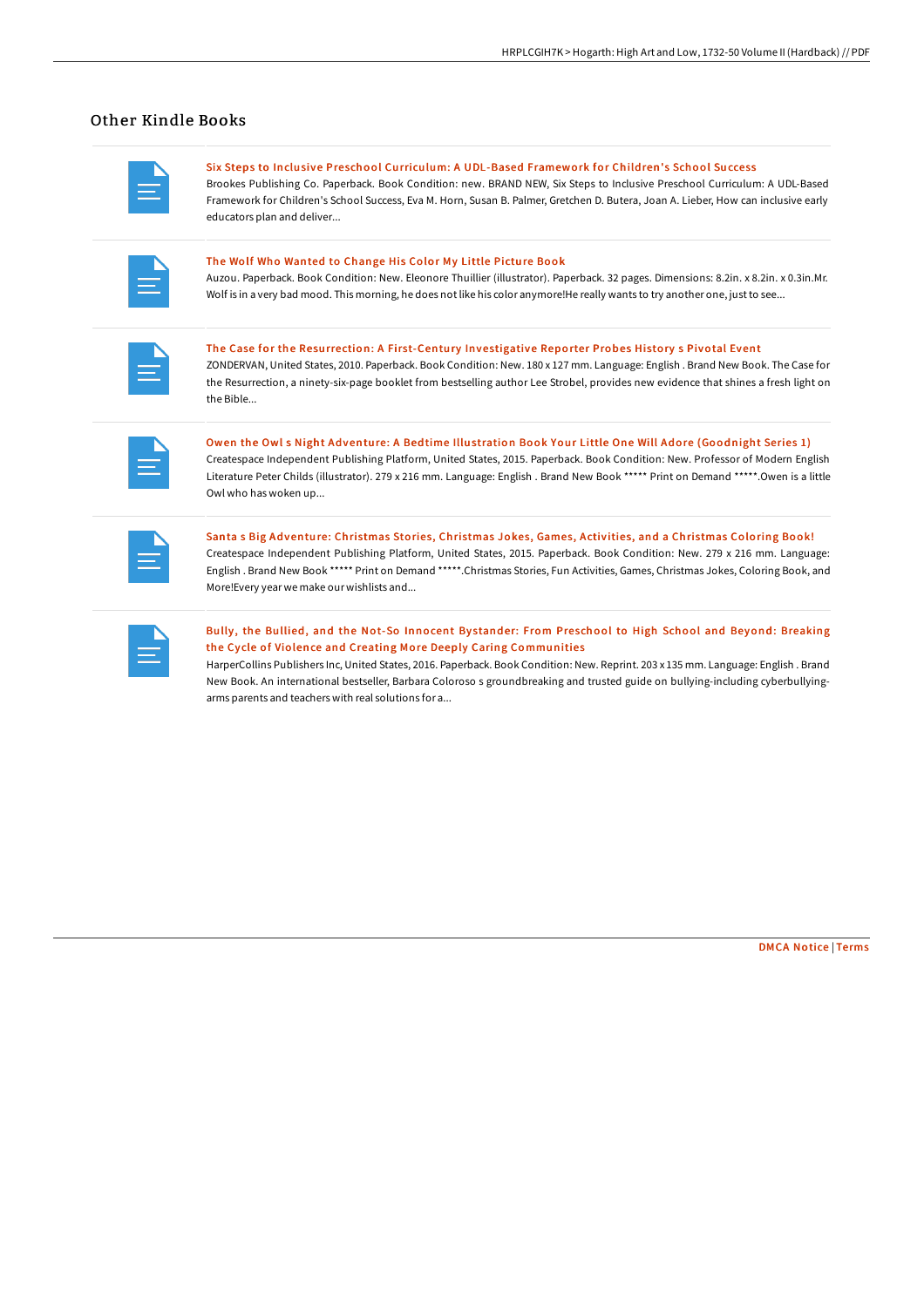## Other Kindle Books

**Six Steps to Inclusive Preschool Curriculum: A UDL-Based Framework for Children's School Success**

Brookes Publishing Co. Paperback. Book Condition: new. BRAND NEW, Six Steps to Inclusive Preschool Curriculum: A UDL-Based Framework for Children's School Success, Eva M. Horn, Susan B. Palmer, Gretchen D. Butera, Joan A. Lieber, How can inclusive early educators plan and deliver...

**The Wolf Who Wanted to Change His Color My Little Picture Book**

Auzou. Paperback. Book Condition: New. Eleonore Thuillier (illustrator). Paperback. 32 pages. Dimensions: 8.2in. x 8.2in. x 0.3in.Mr. Wolf is in a very bad mood. This morning, he does not like his color anymore!He really wants to try another one, just to see...

**The Case for the Resurrection: A First-Century Investigative Reporter Probes History s Pivotal Event**

ZONDERVAN, United States, 2010. Paperback. Book Condition: New. 180 x 127 mm. Language: English . Brand New Book. The Case for the Resurrection, a ninety-six-page booklet from bestselling author Lee Strobel, provides new evidence that shines a fresh light on the Bible...

**Owen the Owl s Night Adventure: A Bedtime Illustration Book Your Little One Will Adore (Goodnight Series 1)**

Createspace Independent Publishing Platform, United States, 2015. Paperback. Book Condition: New. Professor of Modern English Literature Peter Childs (illustrator). 279 x 216 mm. Language: English . Brand New Book ***** Print on Demand *****.Owen is a little Owl who has woken up...

**Santa s Big Adventure: Christmas Stories, Christmas Jokes, Games, Activities, and a Christmas Coloring Book!**

Createspace Independent Publishing Platform, United States, 2015. Paperback. Book Condition: New. 279 x 216 mm. Language: English . Brand New Book ***** Print on Demand *****.Christmas Stories, Fun Activities, Games, Christmas Jokes, Coloring Book, and More!Every year we make our wishlists and...

**Bully, the Bullied, and the Not-So Innocent Bystander: From Preschool to High School and Beyond: Breaking the Cycle of Violence and Creating More Deeply Caring Communities**

HarperCollins Publishers Inc, United States, 2016. Paperback. Book Condition: New. Reprint. 203 x 135 mm. Language: English . Brand New Book. An international bestseller, Barbara Coloroso s groundbreaking and trusted guide on bullying-including cyberbullying-arms parents and teachers with real solutions for a...